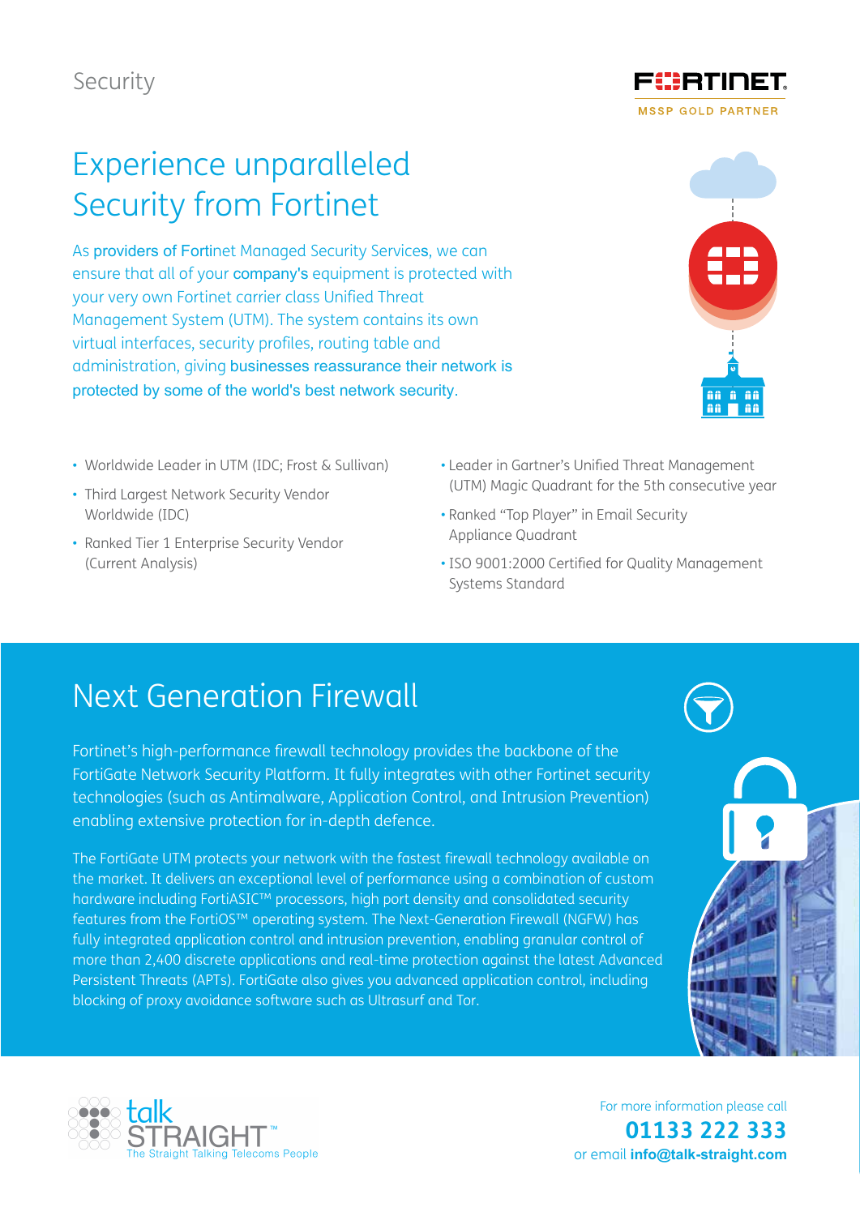Security

FORTINET
MSSP GOLD PARTNER

# Experience unparalleled Security from Fortinet

As providers of Fortinet Managed Security Services, we can ensure that all of your company's equipment is protected with your very own Fortinet carrier class Unified Threat Management System (UTM). The system contains its own virtual interfaces, security profiles, routing table and administration, giving businesses reassurance their network is protected by some of the world's best network security.

- Worldwide Leader in UTM (IDC; Frost & Sullivan)
- Third Largest Network Security Vendor Worldwide (IDC)
- Ranked Tier 1 Enterprise Security Vendor (Current Analysis)
- Leader in Gartner's Unified Threat Management (UTM) Magic Quadrant for the 5th consecutive year
- Ranked "Top Player" in Email Security Appliance Quadrant
- ISO 9001:2000 Certified for Quality Management Systems Standard

## Next Generation Firewall

Fortinet's high-performance firewall technology provides the backbone of the FortiGate Network Security Platform. It fully integrates with other Fortinet security technologies (such as Antimalware, Application Control, and Intrusion Prevention) enabling extensive protection for in-depth defence.

The FortiGate UTM protects your network with the fastest firewall technology available on the market. It delivers an exceptional level of performance using a combination of custom hardware including FortiASIC™ processors, high port density and consolidated security features from the FortiOS™ operating system. The Next-Generation Firewall (NGFW) has fully integrated application control and intrusion prevention, enabling granular control of more than 2,400 discrete applications and real-time protection against the latest Advanced Persistent Threats (APTs). FortiGate also gives you advanced application control, including blocking of proxy avoidance software such as Ultrasurf and Tor.

talk STRAIGHT™
The Straight Talking Telecoms People

For more information please call
**01133 222 333**
or email **info@talk-straight.com**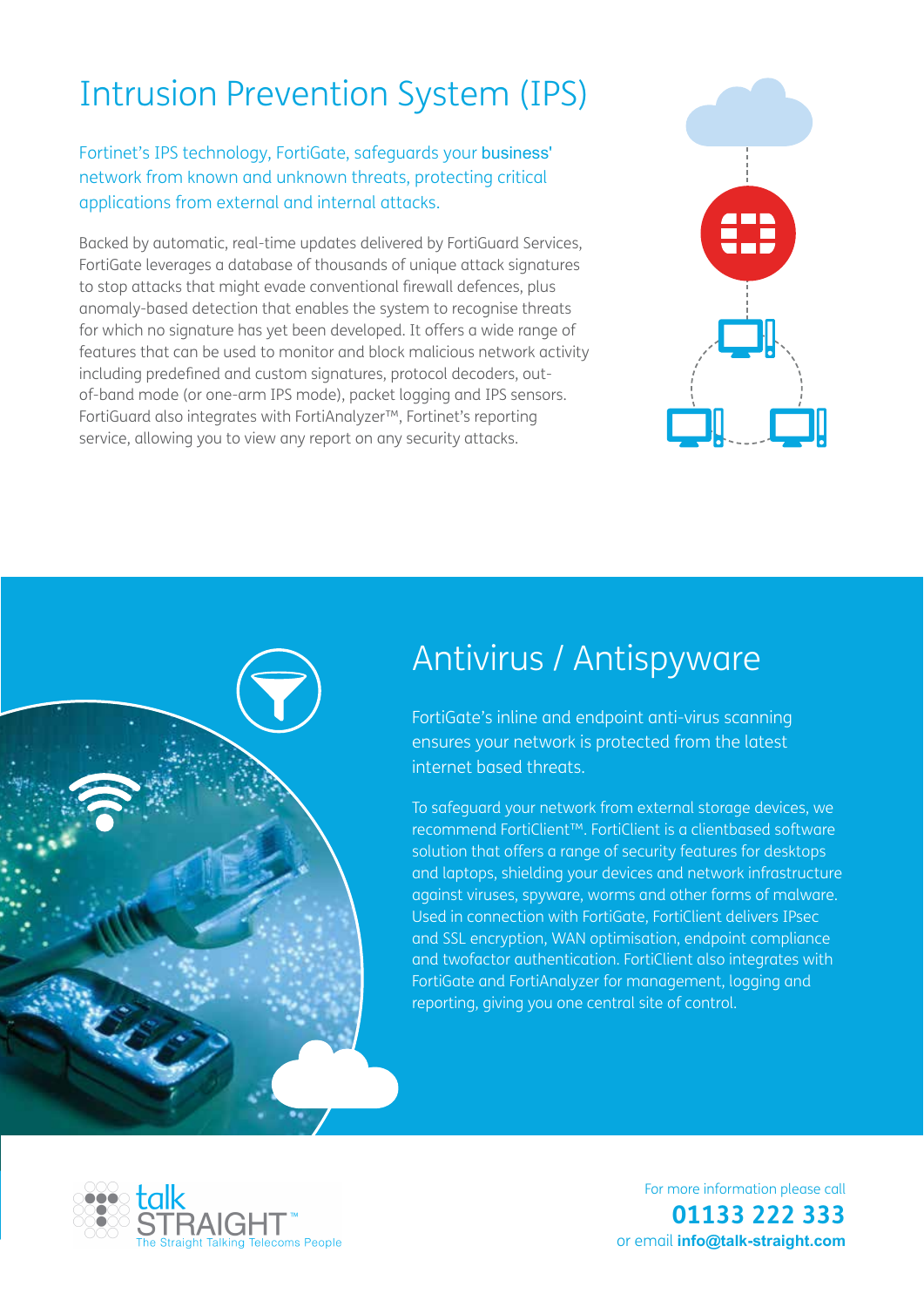# Intrusion Prevention System (IPS)

Fortinet's IPS technology, FortiGate, safeguards your business' network from known and unknown threats, protecting critical applications from external and internal attacks.

Backed by automatic, real-time updates delivered by FortiGuard Services, FortiGate leverages a database of thousands of unique attack signatures to stop attacks that might evade conventional firewall defences, plus anomaly-based detection that enables the system to recognise threats for which no signature has yet been developed. It offers a wide range of features that can be used to monitor and block malicious network activity including predefined and custom signatures, protocol decoders, out-of-band mode (or one-arm IPS mode), packet logging and IPS sensors. FortiGuard also integrates with FortiAnalyzer™, Fortinet's reporting service, allowing you to view any report on any security attacks.

# Antivirus / Antispyware

FortiGate's inline and endpoint anti-virus scanning ensures your network is protected from the latest internet based threats.

To safeguard your network from external storage devices, we recommend FortiClient™. FortiClient is a clientbased software solution that offers a range of security features for desktops and laptops, shielding your devices and network infrastructure against viruses, spyware, worms and other forms of malware. Used in connection with FortiGate, FortiClient delivers IPsec and SSL encryption, WAN optimisation, endpoint compliance and twofactor authentication. FortiClient also integrates with FortiGate and FortiAnalyzer for management, logging and reporting, giving you one central site of control.

talk STRAIGHT™
The Straight Talking Telecoms People

For more information please call
**01133 222 333**
or email **info@talk-straight.com**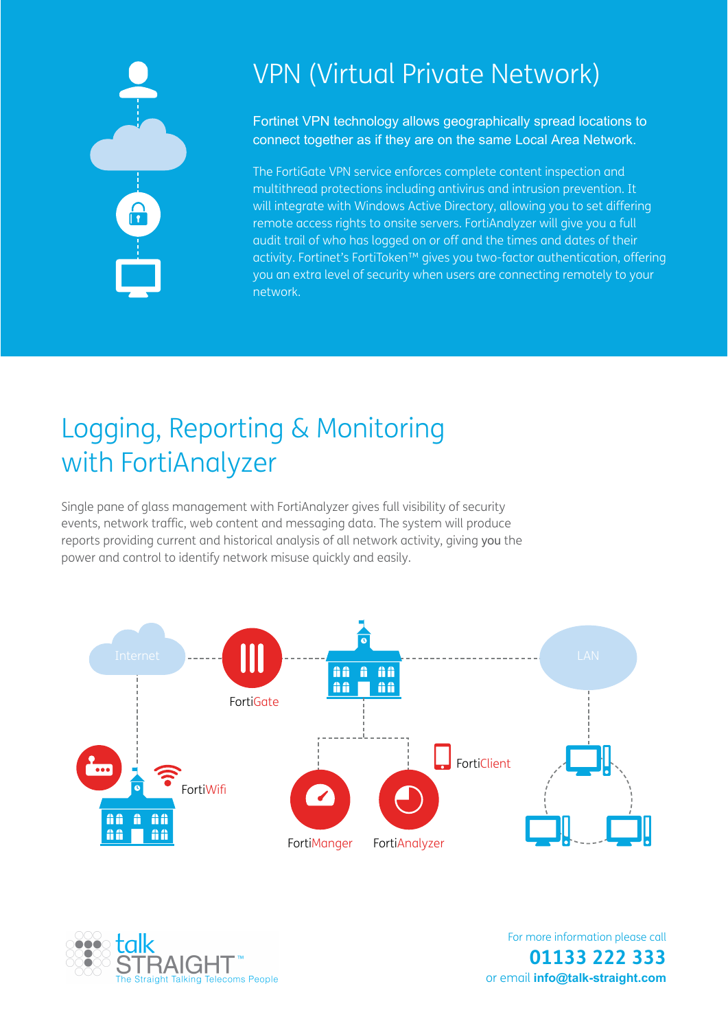# VPN (Virtual Private Network)

Fortinet VPN technology allows geographically spread locations to connect together as if they are on the same Local Area Network.

The FortiGate VPN service enforces complete content inspection and multithread protections including antivirus and intrusion prevention. It will integrate with Windows Active Directory, allowing you to set differing remote access rights to onsite servers. FortiAnalyzer will give you a full audit trail of who has logged on or off and the times and dates of their activity. Fortinet's FortiToken™ gives you two-factor authentication, offering you an extra level of security when users are connecting remotely to your network.

## Logging, Reporting & Monitoring with FortiAnalyzer

Single pane of glass management with FortiAnalyzer gives full visibility of security events, network traffic, web content and messaging data. The system will produce reports providing current and historical analysis of all network activity, giving you the power and control to identify network misuse quickly and easily.

Internet

FortiGate

LAN

FortiWifi

FortiClient

FortiManger

FortiAnalyzer

talk STRAIGHT™
The Straight Talking Telecoms People

For more information please call
**01133 222 333**
or email **info@talk-straight.com**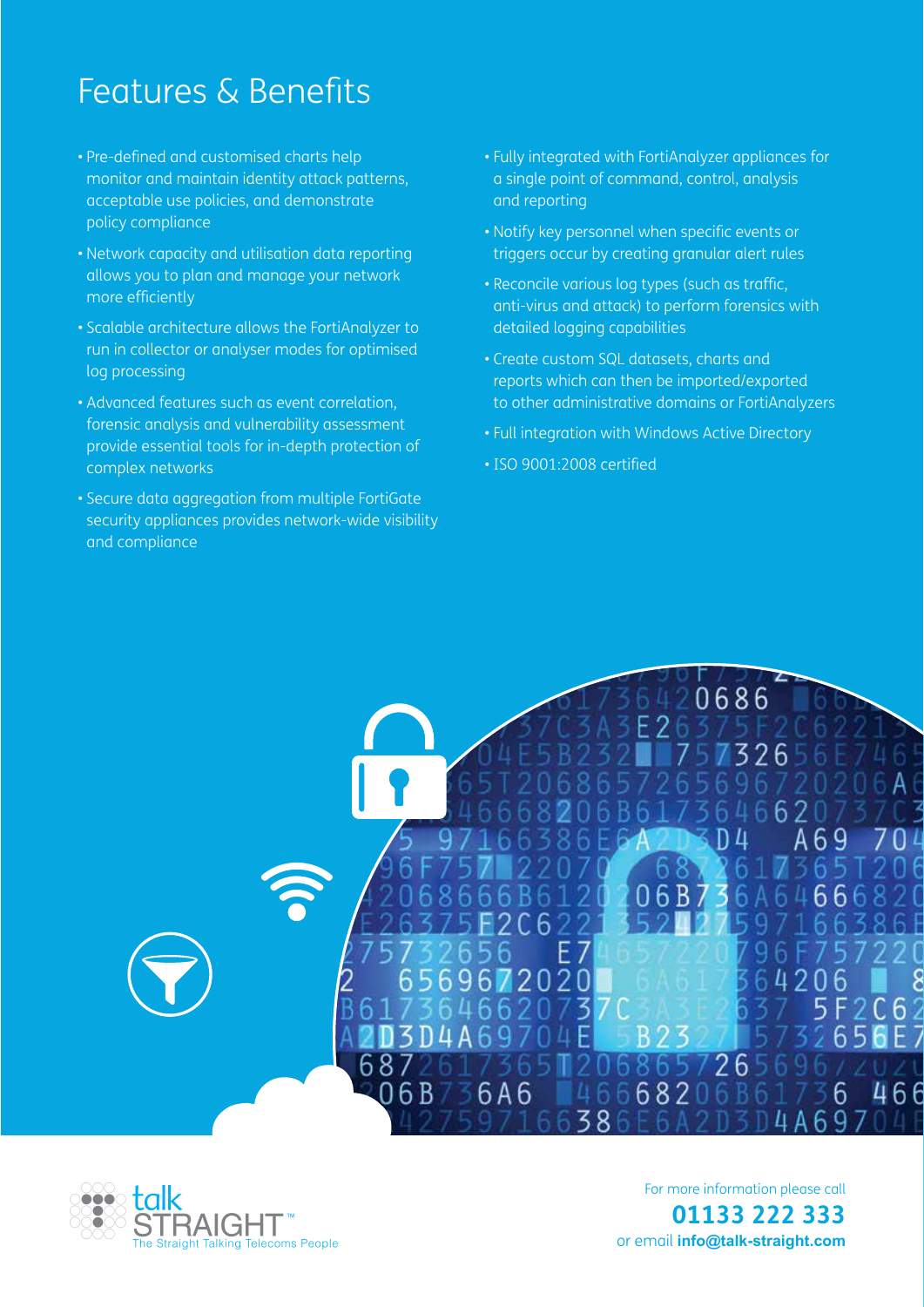# Features & Benefits

- Pre-defined and customised charts help monitor and maintain identity attack patterns, acceptable use policies, and demonstrate policy compliance
- Network capacity and utilisation data reporting allows you to plan and manage your network more efficiently
- Scalable architecture allows the FortiAnalyzer to run in collector or analyser modes for optimised log processing
- Advanced features such as event correlation, forensic analysis and vulnerability assessment provide essential tools for in-depth protection of complex networks
- Secure data aggregation from multiple FortiGate security appliances provides network-wide visibility and compliance
- Fully integrated with FortiAnalyzer appliances for a single point of command, control, analysis and reporting
- Notify key personnel when specific events or triggers occur by creating granular alert rules
- Reconcile various log types (such as traffic, anti-virus and attack) to perform forensics with detailed logging capabilities
- Create custom SQL datasets, charts and reports which can then be imported/exported to other administrative domains or FortiAnalyzers
- Full integration with Windows Active Directory
- ISO 9001:2008 certified

talk STRAIGHT™
The Straight Talking Telecoms People

For more information please call
**01133 222 333**
or email **info@talk-straight.com**